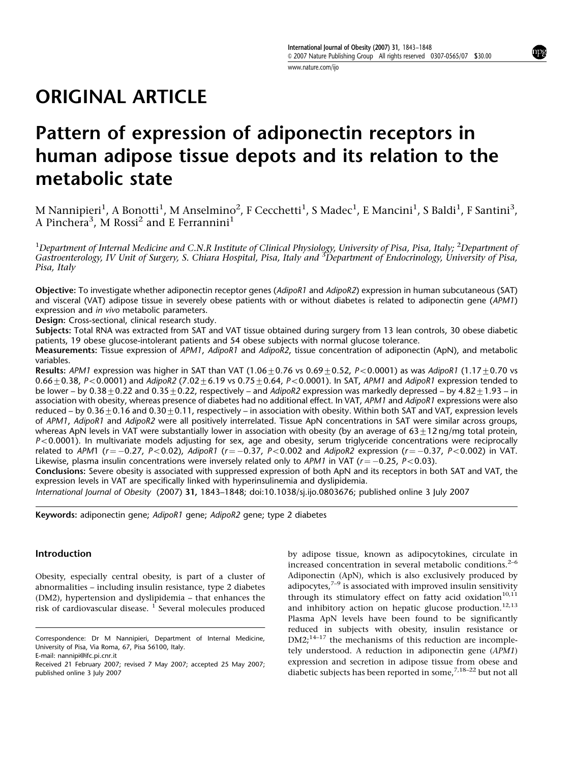# ORIGINAL ARTICLE

# Pattern of expression of adiponectin receptors in human adipose tissue depots and its relation to the metabolic state

M Nannipieri[1], A Bonotti[1], M Anselmino[2], F Cecchetti[1], S Madec[1], E Mancini[1], S Baldi[1], F Santini[3], A Pinchera[3], M Rossi[2] and E Ferrannini[1]

[1]*Department of Internal Medicine and C.N.R Institute of Clinical Physiology, University of Pisa, Pisa, Italy;* [2]*Department of Gastroenterology, IV Unit of Surgery, S. Chiara Hospital, Pisa, Italy and* [3]*Department of Endocrinology, University of Pisa, Pisa, Italy*

**Objective:** To investigate whether adiponectin receptor genes (*AdipoR1* and *AdipoR2*) expression in human subcutaneous (SAT) and visceral (VAT) adipose tissue in severely obese patients with or without diabetes is related to adiponectin gene (*APM1*) expression and *in vivo* metabolic parameters.

**Design:** Cross-sectional, clinical research study.

**Subjects:** Total RNA was extracted from SAT and VAT tissue obtained during surgery from 13 lean controls, 30 obese diabetic patients, 19 obese glucose-intolerant patients and 54 obese subjects with normal glucose tolerance.

**Measurements:** Tissue expression of *APM1*, *AdipoR1* and *AdipoR2*, tissue concentration of adiponectin (ApN), and metabolic variables.

**Results:** *APM1* expression was higher in SAT than VAT ($1.06 \pm 0.76$ vs $0.69 \pm 0.52$, $P < 0.0001$) as was *AdipoR1* ($1.17 \pm 0.70$ vs $0.66 \pm 0.38$, $P < 0.0001$) and *AdipoR2* ($7.02 \pm 6.19$ vs $0.75 \pm 0.64$, $P < 0.0001$). In SAT, *APM1* and *AdipoR1* expression tended to be lower – by $0.38 \pm 0.22$ and $0.35 \pm 0.22$, respectively – and *AdipoR2* expression was markedly depressed – by $4.82 \pm 1.93$ – in association with obesity, whereas presence of diabetes had no additional effect. In VAT, *APM1* and *AdipoR1* expressions were also reduced – by $0.36 \pm 0.16$ and $0.30 \pm 0.11$, respectively – in association with obesity. Within both SAT and VAT, expression levels of *APM1*, *AdipoR1* and *AdipoR2* were all positively interrelated. Tissue ApN concentrations in SAT were similar across groups, whereas ApN levels in VAT were substantially lower in association with obesity (by an average of $63 \pm 12$ ng/mg total protein, $P < 0.0001$). In multivariate models adjusting for sex, age and obesity, serum triglyceride concentrations were reciprocally related to *APM*1 ($r = -0.27$, $P < 0.02$), *AdipoR1* ($r = -0.37$, $P < 0.002$ and *AdipoR2* expression ($r = -0.37$, $P < 0.002$) in VAT. Likewise, plasma insulin concentrations were inversely related only to *APM1* in VAT ($r = -0.25$, $P < 0.03$).

**Conclusions:** Severe obesity is associated with suppressed expression of both ApN and its receptors in both SAT and VAT, the expression levels in VAT are specifically linked with hyperinsulinemia and dyslipidemia.

*International Journal of Obesity* (2007) **31**, 1843–1848; doi:10.1038/sj.ijo.0803676; published online 3 July 2007

**Keywords:** adiponectin gene; *AdipoR1* gene; *AdipoR2* gene; type 2 diabetes

## Introduction

Obesity, especially central obesity, is part of a cluster of abnormalities – including insulin resistance, type 2 diabetes (DM2), hypertension and dyslipidemia – that enhances the risk of cardiovascular disease. [1] Several molecules produced by adipose tissue, known as adipocytokines, circulate in increased concentration in several metabolic conditions.[2–6] Adiponectin (ApN), which is also exclusively produced by adipocytes,[7–9] is associated with improved insulin sensitivity through its stimulatory effect on fatty acid oxidation[10,11] and inhibitory action on hepatic glucose production.[12,13] Plasma ApN levels have been found to be significantly reduced in subjects with obesity, insulin resistance or DM2;[14–17] the mechanisms of this reduction are incompletely understood. A reduction in adiponectin gene (*APM1*) expression and secretion in adipose tissue from obese and diabetic subjects has been reported in some,[7,18–22] but not all

Correspondence: Dr M Nannipieri, Department of Internal Medicine, University of Pisa, Via Roma, 67, Pisa 56100, Italy.
E-mail: nannipi@ifc.pi.cnr.it

Received 21 February 2007; revised 7 May 2007; accepted 25 May 2007; published online 3 July 2007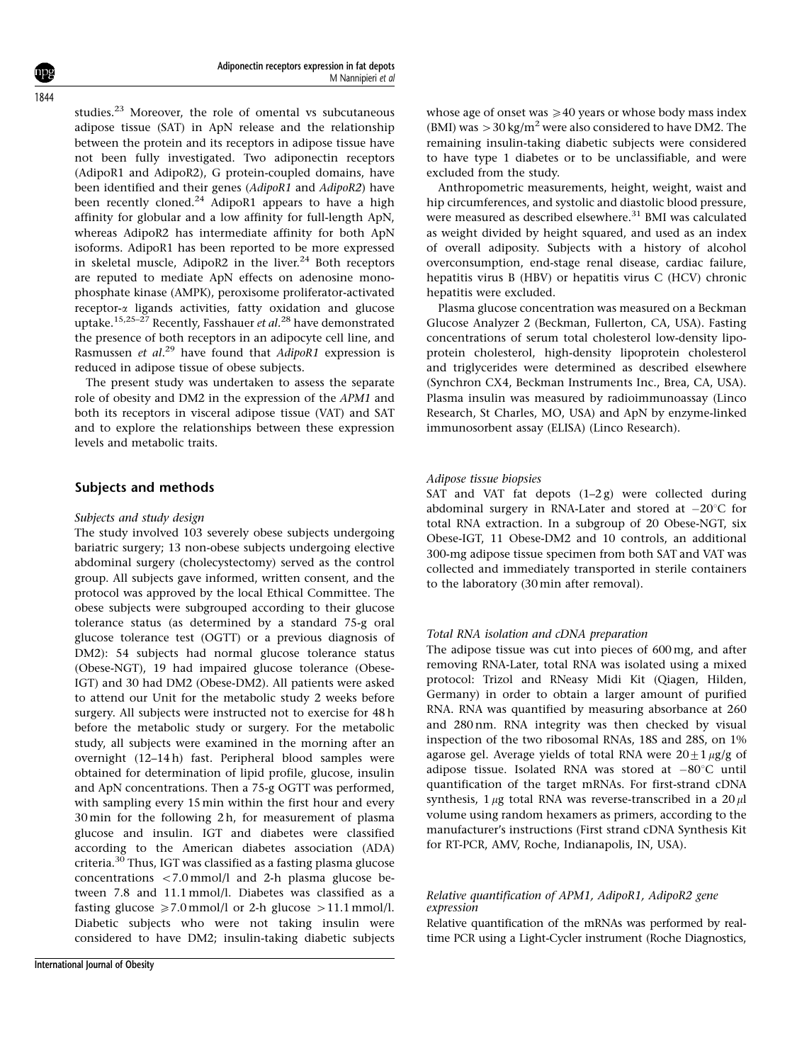studies.[23] Moreover, the role of omental vs subcutaneous adipose tissue (SAT) in ApN release and the relationship between the protein and its receptors in adipose tissue have not been fully investigated. Two adiponectin receptors (AdipoR1 and AdipoR2), G protein-coupled domains, have been identified and their genes (*AdipoR1* and *AdipoR2*) have been recently cloned.[24] AdipoR1 appears to have a high affinity for globular and a low affinity for full-length ApN, whereas AdipoR2 has intermediate affinity for both ApN isoforms. AdipoR1 has been reported to be more expressed in skeletal muscle, AdipoR2 in the liver.[24] Both receptors are reputed to mediate ApN effects on adenosine monophosphate kinase (AMPK), peroxisome proliferator-activated receptor-$\alpha$ ligands activities, fatty oxidation and glucose uptake.[15,25–27] Recently, Fasshauer *et al*.[28] have demonstrated the presence of both receptors in an adipocyte cell line, and Rasmussen *et al*.[29] have found that *AdipoR1* expression is reduced in adipose tissue of obese subjects.

The present study was undertaken to assess the separate role of obesity and DM2 in the expression of the *APM1* and both its receptors in visceral adipose tissue (VAT) and SAT and to explore the relationships between these expression levels and metabolic traits.

## Subjects and methods

### *Subjects and study design*

The study involved 103 severely obese subjects undergoing bariatric surgery; 13 non-obese subjects undergoing elective abdominal surgery (cholecystectomy) served as the control group. All subjects gave informed, written consent, and the protocol was approved by the local Ethical Committee. The obese subjects were subgrouped according to their glucose tolerance status (as determined by a standard 75-g oral glucose tolerance test (OGTT) or a previous diagnosis of DM2): 54 subjects had normal glucose tolerance status (Obese-NGT), 19 had impaired glucose tolerance (Obese-IGT) and 30 had DM2 (Obese-DM2). All patients were asked to attend our Unit for the metabolic study 2 weeks before surgery. All subjects were instructed not to exercise for 48 h before the metabolic study or surgery. For the metabolic study, all subjects were examined in the morning after an overnight (12–14 h) fast. Peripheral blood samples were obtained for determination of lipid profile, glucose, insulin and ApN concentrations. Then a 75-g OGTT was performed, with sampling every 15 min within the first hour and every 30 min for the following 2 h, for measurement of plasma glucose and insulin. IGT and diabetes were classified according to the American diabetes association (ADA) criteria.[30] Thus, IGT was classified as a fasting plasma glucose concentrations $<7.0$ mmol/l and 2-h plasma glucose between 7.8 and 11.1 mmol/l. Diabetes was classified as a fasting glucose $\geqslant 7.0$ mmol/l or 2-h glucose $>11.1$ mmol/l. Diabetic subjects who were not taking insulin were considered to have DM2; insulin-taking diabetic subjects whose age of onset was $\geqslant 40$ years or whose body mass index (BMI) was $>30$ kg/m$^2$ were also considered to have DM2. The remaining insulin-taking diabetic subjects were considered to have type 1 diabetes or to be unclassifiable, and were excluded from the study.

Anthropometric measurements, height, weight, waist and hip circumferences, and systolic and diastolic blood pressure, were measured as described elsewhere.[31] BMI was calculated as weight divided by height squared, and used as an index of overall adiposity. Subjects with a history of alcohol overconsumption, end-stage renal disease, cardiac failure, hepatitis virus B (HBV) or hepatitis virus C (HCV) chronic hepatitis were excluded.

Plasma glucose concentration was measured on a Beckman Glucose Analyzer 2 (Beckman, Fullerton, CA, USA). Fasting concentrations of serum total cholesterol low-density lipoprotein cholesterol, high-density lipoprotein cholesterol and triglycerides were determined as described elsewhere (Synchron CX4, Beckman Instruments Inc., Brea, CA, USA). Plasma insulin was measured by radioimmunoassay (Linco Research, St Charles, MO, USA) and ApN by enzyme-linked immunosorbent assay (ELISA) (Linco Research).

### *Adipose tissue biopsies*

SAT and VAT fat depots (1–2 g) were collected during abdominal surgery in RNA-Later and stored at $-20^{\circ}$C for total RNA extraction. In a subgroup of 20 Obese-NGT, six Obese-IGT, 11 Obese-DM2 and 10 controls, an additional 300-mg adipose tissue specimen from both SAT and VAT was collected and immediately transported in sterile containers to the laboratory (30 min after removal).

### *Total RNA isolation and cDNA preparation*

The adipose tissue was cut into pieces of 600 mg, and after removing RNA-Later, total RNA was isolated using a mixed protocol: Trizol and RNeasy Midi Kit (Qiagen, Hilden, Germany) in order to obtain a larger amount of purified RNA. RNA was quantified by measuring absorbance at 260 and 280 nm. RNA integrity was then checked by visual inspection of the two ribosomal RNAs, 18S and 28S, on 1% agarose gel. Average yields of total RNA were $20 \pm 1$ $\mu$g/g of adipose tissue. Isolated RNA was stored at $-80^{\circ}$C until quantification of the target mRNAs. For first-strand cDNA synthesis, 1 $\mu$g total RNA was reverse-transcribed in a 20 $\mu$l volume using random hexamers as primers, according to the manufacturer's instructions (First strand cDNA Synthesis Kit for RT-PCR, AMV, Roche, Indianapolis, IN, USA).

### *Relative quantification of APM1, AdipoR1, AdipoR2 gene expression*

Relative quantification of the mRNAs was performed by real-time PCR using a Light-Cycler instrument (Roche Diagnostics,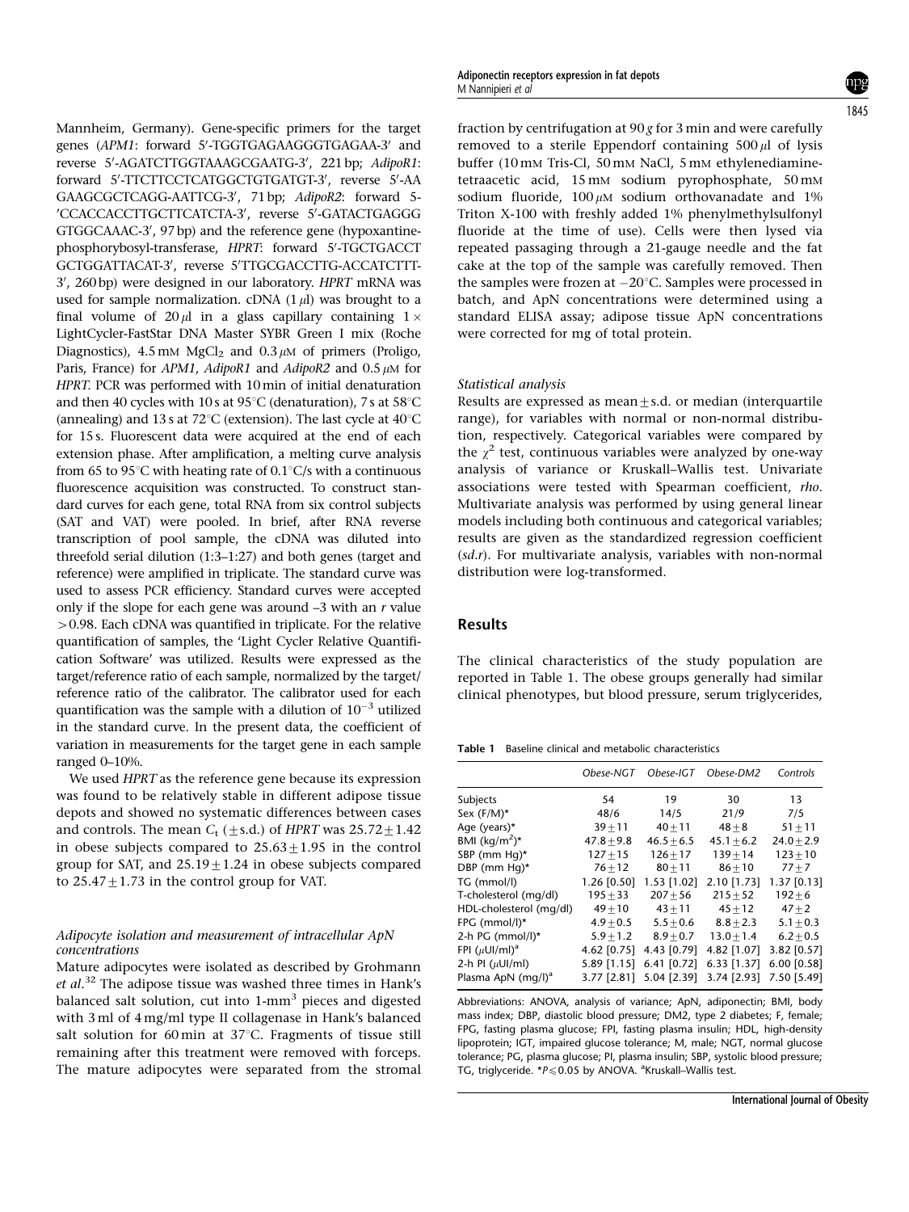Mannheim, Germany). Gene-specific primers for the target genes (*APM1*: forward 5′-TGGTGAGAAGGGTGAGAA-3′ and reverse 5′-AGATCTTGGTAAAGCGAATG-3′, 221 bp; *AdipoR1*: forward 5′-TTCTTCCTCATGGCTGTGATGT-3′, reverse 5′-AA GAAGCGCTCAGG-AATTCG-3′, 71 bp; *AdipoR2*: forward 5-′CCACCACCTTGCTTCATCTA-3′, reverse 5′-GATACTGAGGG GTGGCAAAC-3′, 97 bp) and the reference gene (hypoxanthine-phosphorybosyl-transferase, *HPRT*: forward 5′-TGCTGACCT GCTGGATTACAT-3′, reverse 5′TTGCGACCTTG-ACCATCTTT-3′, 260 bp) were designed in our laboratory. *HPRT* mRNA was used for sample normalization. cDNA (1 $\mu$l) was brought to a final volume of 20 $\mu$l in a glass capillary containing 1 × LightCycler-FastStar DNA Master SYBR Green I mix (Roche Diagnostics), 4.5 mM $MgCl_2$ and 0.3 $\mu$M of primers (Proligo, Paris, France) for *APM1*, *AdipoR1* and *AdipoR2* and 0.5 $\mu$M for *HPRT*. PCR was performed with 10 min of initial denaturation and then 40 cycles with 10 s at 95°C (denaturation), 7 s at 58°C (annealing) and 13 s at 72°C (extension). The last cycle at 40°C for 15 s. Fluorescent data were acquired at the end of each extension phase. After amplification, a melting curve analysis from 65 to 95°C with heating rate of 0.1°C/s with a continuous fluorescence acquisition was constructed. To construct standard curves for each gene, total RNA from six control subjects (SAT and VAT) were pooled. In brief, after RNA reverse transcription of pool sample, the cDNA was diluted into threefold serial dilution (1:3–1:27) and both genes (target and reference) were amplified in triplicate. The standard curve was used to assess PCR efficiency. Standard curves were accepted only if the slope for each gene was around –3 with an *r* value >0.98. Each cDNA was quantified in triplicate. For the relative quantification of samples, the 'Light Cycler Relative Quantification Software' was utilized. Results were expressed as the target/reference ratio of each sample, normalized by the target/reference ratio of the calibrator. The calibrator used for each quantification was the sample with a dilution of $10^{-3}$ utilized in the standard curve. In the present data, the coefficient of variation in measurements for the target gene in each sample ranged 0–10%.

We used *HPRT* as the reference gene because its expression was found to be relatively stable in different adipose tissue depots and showed no systematic differences between cases and controls. The mean $C_t$ (±s.d.) of *HPRT* was 25.72±1.42 in obese subjects compared to 25.63±1.95 in the control group for SAT, and 25.19±1.24 in obese subjects compared to 25.47±1.73 in the control group for VAT.

### *Adipocyte isolation and measurement of intracellular ApN concentrations*

Mature adipocytes were isolated as described by Grohmann *et al.*[32] The adipose tissue was washed three times in Hank's balanced salt solution, cut into 1-mm$^3$ pieces and digested with 3 ml of 4 mg/ml type II collagenase in Hank's balanced salt solution for 60 min at 37°C. Fragments of tissue still remaining after this treatment were removed with forceps. The mature adipocytes were separated from the stromal fraction by centrifugation at 90 *g* for 3 min and were carefully removed to a sterile Eppendorf containing 500 $\mu$l of lysis buffer (10 mM Tris-Cl, 50 mM NaCl, 5 mM ethylenediaminetetraacetic acid, 15 mM sodium pyrophosphate, 50 mM sodium fluoride, 100 $\mu$M sodium orthovanadate and 1% Triton X-100 with freshly added 1% phenylmethylsulfonyl fluoride at the time of use). Cells were then lysed via repeated passaging through a 21-gauge needle and the fat cake at the top of the sample was carefully removed. Then the samples were frozen at −20°C. Samples were processed in batch, and ApN concentrations were determined using a standard ELISA assay; adipose tissue ApN concentrations were corrected for mg of total protein.

### *Statistical analysis*

Results are expressed as mean±s.d. or median (interquartile range), for variables with normal or non-normal distribution, respectively. Categorical variables were compared by the $\chi^2$ test, continuous variables were analyzed by one-way analysis of variance or Kruskall–Wallis test. Univariate associations were tested with Spearman coefficient, *rho*. Multivariate analysis was performed by using general linear models including both continuous and categorical variables; results are given as the standardized regression coefficient (*sd.r*). For multivariate analysis, variables with non-normal distribution were log-transformed.

## Results

The clinical characteristics of the study population are reported in Table 1. The obese groups generally had similar clinical phenotypes, but blood pressure, serum triglycerides,

**Table 1** Baseline clinical and metabolic characteristics

| | *Obese-NGT* | *Obese-IGT* | *Obese-DM2* | *Controls* |
|---|---|---|---|---|
| Subjects | 54 | 19 | 30 | 13 |
| Sex (F/M)* | 48/6 | 14/5 | 21/9 | 7/5 |
| Age (years)* | 39±11 | 40±11 | 48±8 | 51±11 |
| BMI (kg/m$^2$)* | 47.8±9.8 | 46.5±6.5 | 45.1±6.2 | 24.0±2.9 |
| SBP (mm Hg)* | 127±15 | 126±17 | 139±14 | 123±10 |
| DBP (mm Hg)* | 76±12 | 80±11 | 86±10 | 77±7 |
| TG (mmol/l) | 1.26 [0.50] | 1.53 [1.02] | 2.10 [1.73] | 1.37 [0.13] |
| T-cholesterol (mg/dl) | 195±33 | 207±56 | 215±52 | 192±6 |
| HDL-cholesterol (mg/dl) | 49±10 | 43±11 | 45±12 | 47±2 |
| FPG (mmol/l)* | 4.9±0.5 | 5.5±0.6 | 8.8±2.3 | 5.1±0.3 |
| 2-h PG (mmol/l)* | 5.9±1.2 | 8.9±0.7 | 13.0±1.4 | 6.2±0.5 |
| FPI ($\mu$UI/ml)[a] | 4.62 [0.75] | 4.43 [0.79] | 4.82 [1.07] | 3.82 [0.57] |
| 2-h PI ($\mu$UI/ml) | 5.89 [1.15] | 6.41 [0.72] | 6.33 [1.37] | 6.00 [0.58] |
| Plasma ApN (mg/l)[a] | 3.77 [2.81] | 5.04 [2.39] | 3.74 [2.93] | 7.50 [5.49] |

Abbreviations: ANOVA, analysis of variance; ApN, adiponectin; BMI, body mass index; DBP, diastolic blood pressure; DM2, type 2 diabetes; F, female; FPG, fasting plasma glucose; FPI, fasting plasma insulin; HDL, high-density lipoprotein; IGT, impaired glucose tolerance; M, male; NGT, normal glucose tolerance; PG, plasma glucose; PI, plasma insulin; SBP, systolic blood pressure; TG, triglyceride. *$P \leq 0.05$ by ANOVA. [a]Kruskall–Wallis test.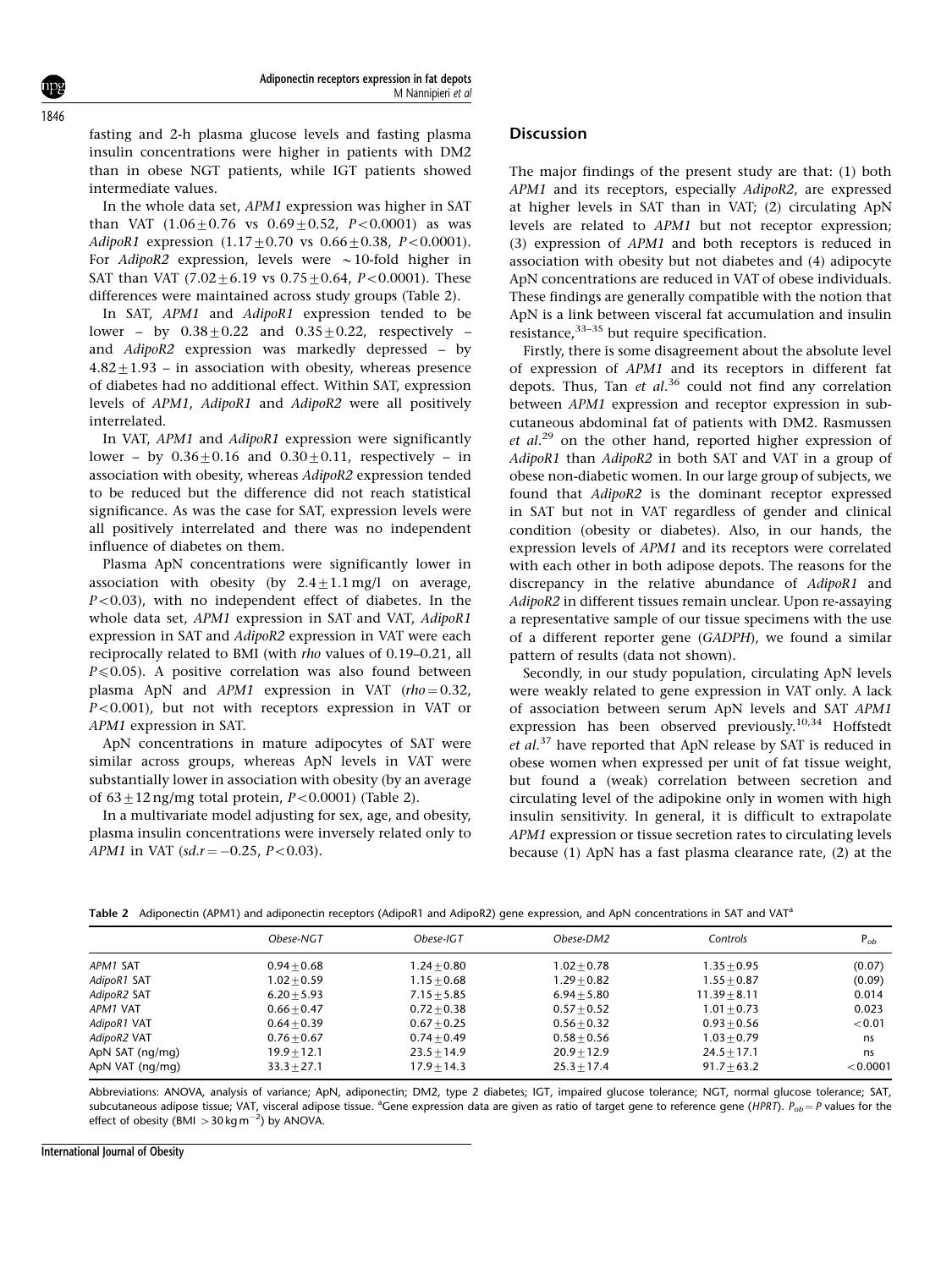fasting and 2-h plasma glucose levels and fasting plasma insulin concentrations were higher in patients with DM2 than in obese NGT patients, while IGT patients showed intermediate values.

In the whole data set, *APM1* expression was higher in SAT than VAT ($1.06 \pm 0.76$ vs $0.69 \pm 0.52$, $P < 0.0001$) as was *AdipoR1* expression ($1.17 \pm 0.70$ vs $0.66 \pm 0.38$, $P < 0.0001$). For *AdipoR2* expression, levels were ~10-fold higher in SAT than VAT ($7.02 \pm 6.19$ vs $0.75 \pm 0.64$, $P < 0.0001$). These differences were maintained across study groups (Table 2).

In SAT, *APM1* and *AdipoR1* expression tended to be lower – by $0.38 \pm 0.22$ and $0.35 \pm 0.22$, respectively – and *AdipoR2* expression was markedly depressed – by $4.82 \pm 1.93$ – in association with obesity, whereas presence of diabetes had no additional effect. Within SAT, expression levels of *APM1*, *AdipoR1* and *AdipoR2* were all positively interrelated.

In VAT, *APM1* and *AdipoR1* expression were significantly lower – by $0.36 \pm 0.16$ and $0.30 \pm 0.11$, respectively – in association with obesity, whereas *AdipoR2* expression tended to be reduced but the difference did not reach statistical significance. As was the case for SAT, expression levels were all positively interrelated and there was no independent influence of diabetes on them.

Plasma ApN concentrations were significantly lower in association with obesity (by $2.4 \pm 1.1$ mg/l on average, $P < 0.03$), with no independent effect of diabetes. In the whole data set, *APM1* expression in SAT and VAT, *AdipoR1* expression in SAT and *AdipoR2* expression in VAT were each reciprocally related to BMI (with *rho* values of 0.19–0.21, all $P \leqslant 0.05$). A positive correlation was also found between plasma ApN and *APM1* expression in VAT ($rho = 0.32$, $P < 0.001$), but not with receptors expression in VAT or *APM1* expression in SAT.

ApN concentrations in mature adipocytes of SAT were similar across groups, whereas ApN levels in VAT were substantially lower in association with obesity (by an average of $63 \pm 12$ ng/mg total protein, $P < 0.0001$) (Table 2).

In a multivariate model adjusting for sex, age, and obesity, plasma insulin concentrations were inversely related only to *APM1* in VAT ($sd.r = -0.25$, $P < 0.03$).

## Discussion

The major findings of the present study are that: (1) both *APM1* and its receptors, especially *AdipoR2*, are expressed at higher levels in SAT than in VAT; (2) circulating ApN levels are related to *APM1* but not receptor expression; (3) expression of *APM1* and both receptors is reduced in association with obesity but not diabetes and (4) adipocyte ApN concentrations are reduced in VAT of obese individuals. These findings are generally compatible with the notion that ApN is a link between visceral fat accumulation and insulin resistance,[33–35] but require specification.

Firstly, there is some disagreement about the absolute level of expression of *APM1* and its receptors in different fat depots. Thus, Tan *et al.*[36] could not find any correlation between *APM1* expression and receptor expression in subcutaneous abdominal fat of patients with DM2. Rasmussen *et al.*[29] on the other hand, reported higher expression of *AdipoR1* than *AdipoR2* in both SAT and VAT in a group of obese non-diabetic women. In our large group of subjects, we found that *AdipoR2* is the dominant receptor expressed in SAT but not in VAT regardless of gender and clinical condition (obesity or diabetes). Also, in our hands, the expression levels of *APM1* and its receptors were correlated with each other in both adipose depots. The reasons for the discrepancy in the relative abundance of *AdipoR1* and *AdipoR2* in different tissues remain unclear. Upon re-assaying a representative sample of our tissue specimens with the use of a different reporter gene (*GADPH*), we found a similar pattern of results (data not shown).

Secondly, in our study population, circulating ApN levels were weakly related to gene expression in VAT only. A lack of association between serum ApN levels and SAT *APM1* expression has been observed previously.[10,34] Hoffstedt *et al.*[37] have reported that ApN release by SAT is reduced in obese women when expressed per unit of fat tissue weight, but found a (weak) correlation between secretion and circulating level of the adipokine only in women with high insulin sensitivity. In general, it is difficult to extrapolate *APM1* expression or tissue secretion rates to circulating levels because (1) ApN has a fast plasma clearance rate, (2) at the

**Table 2** Adiponectin (APM1) and adiponectin receptors (AdipoR1 and AdipoR2) gene expression, and ApN concentrations in SAT and VAT[a]

| | Obese-NGT | Obese-IGT | Obese-DM2 | Controls | $P_{ob}$ |
|---|---|---|---|---|---|
| *APM1* SAT | $0.94 \pm 0.68$ | $1.24 \pm 0.80$ | $1.02 \pm 0.78$ | $1.35 \pm 0.95$ | (0.07) |
| *AdipoR1* SAT | $1.02 \pm 0.59$ | $1.15 \pm 0.68$ | $1.29 \pm 0.82$ | $1.55 \pm 0.87$ | (0.09) |
| *AdipoR2* SAT | $6.20 \pm 5.93$ | $7.15 \pm 5.85$ | $6.94 \pm 5.80$ | $11.39 \pm 8.11$ | 0.014 |
| *APM1* VAT | $0.66 \pm 0.47$ | $0.72 \pm 0.38$ | $0.57 \pm 0.52$ | $1.01 \pm 0.73$ | 0.023 |
| *AdipoR1* VAT | $0.64 \pm 0.39$ | $0.67 \pm 0.25$ | $0.56 \pm 0.32$ | $0.93 \pm 0.56$ | $<0.01$ |
| *AdipoR2* VAT | $0.76 \pm 0.67$ | $0.74 \pm 0.49$ | $0.58 \pm 0.56$ | $1.03 \pm 0.79$ | ns |
| ApN SAT (ng/mg) | $19.9 \pm 12.1$ | $23.5 \pm 14.9$ | $20.9 \pm 12.9$ | $24.5 \pm 17.1$ | ns |
| ApN VAT (ng/mg) | $33.3 \pm 27.1$ | $17.9 \pm 14.3$ | $25.3 \pm 17.4$ | $91.7 \pm 63.2$ | $<0.0001$ |

Abbreviations: ANOVA, analysis of variance; ApN, adiponectin; DM2, type 2 diabetes; IGT, impaired glucose tolerance; NGT, normal glucose tolerance; SAT, subcutaneous adipose tissue; VAT, visceral adipose tissue. [a]Gene expression data are given as ratio of target gene to reference gene (*HPRT*). $P_{ob} = P$ values for the effect of obesity (BMI $> 30\,\mathrm{kg\,m^{-2}}$) by ANOVA.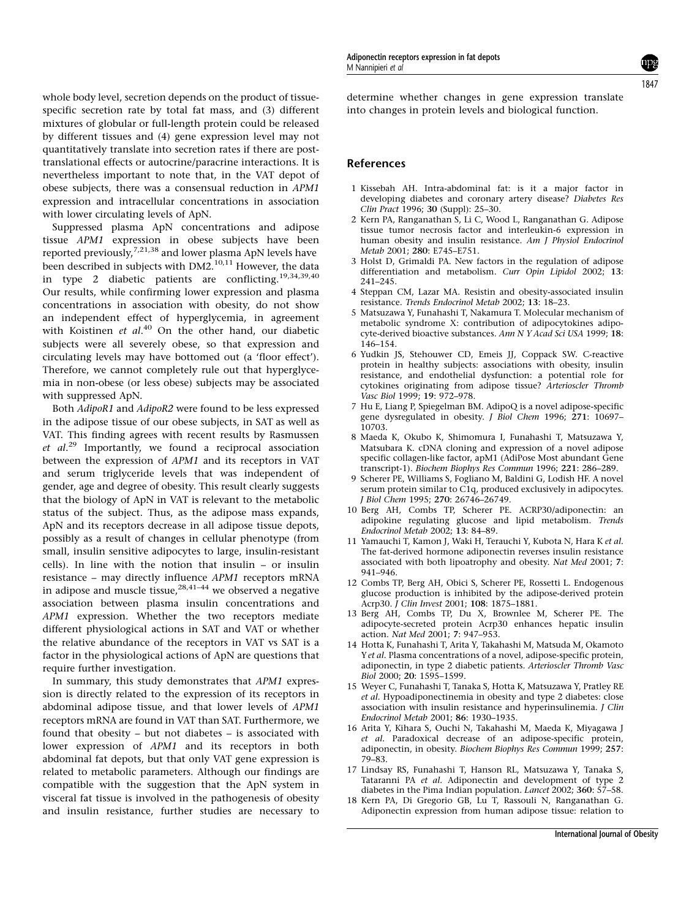whole body level, secretion depends on the product of tissue-specific secretion rate by total fat mass, and (3) different mixtures of globular or full-length protein could be released by different tissues and (4) gene expression level may not quantitatively translate into secretion rates if there are post-translational effects or autocrine/paracrine interactions. It is nevertheless important to note that, in the VAT depot of obese subjects, there was a consensual reduction in *APM1* expression and intracellular concentrations in association with lower circulating levels of ApN.

Suppressed plasma ApN concentrations and adipose tissue *APM1* expression in obese subjects have been reported previously,[7,21,38] and lower plasma ApN levels have been described in subjects with DM2.[10,11] However, the data in type 2 diabetic patients are conflicting.[19,34,39,40] Our results, while confirming lower expression and plasma concentrations in association with obesity, do not show an independent effect of hyperglycemia, in agreement with Koistinen *et al*.[40] On the other hand, our diabetic subjects were all severely obese, so that expression and circulating levels may have bottomed out (a 'floor effect'). Therefore, we cannot completely rule out that hyperglycemia in non-obese (or less obese) subjects may be associated with suppressed ApN.

Both *AdipoR1* and *AdipoR2* were found to be less expressed in the adipose tissue of our obese subjects, in SAT as well as VAT. This finding agrees with recent results by Rasmussen *et al*.[29] Importantly, we found a reciprocal association between the expression of *APM1* and its receptors in VAT and serum triglyceride levels that was independent of gender, age and degree of obesity. This result clearly suggests that the biology of ApN in VAT is relevant to the metabolic status of the subject. Thus, as the adipose mass expands, ApN and its receptors decrease in all adipose tissue depots, possibly as a result of changes in cellular phenotype (from small, insulin sensitive adipocytes to large, insulin-resistant cells). In line with the notion that insulin – or insulin resistance – may directly influence *APM1* receptors mRNA in adipose and muscle tissue,[28,41–44] we observed a negative association between plasma insulin concentrations and *APM1* expression. Whether the two receptors mediate different physiological actions in SAT and VAT or whether the relative abundance of the receptors in VAT vs SAT is a factor in the physiological actions of ApN are questions that require further investigation.

In summary, this study demonstrates that *APM1* expression is directly related to the expression of its receptors in abdominal adipose tissue, and that lower levels of *APM1* receptors mRNA are found in VAT than SAT. Furthermore, we found that obesity – but not diabetes – is associated with lower expression of *APM1* and its receptors in both abdominal fat depots, but that only VAT gene expression is related to metabolic parameters. Although our findings are compatible with the suggestion that the ApN system in visceral fat tissue is involved in the pathogenesis of obesity and insulin resistance, further studies are necessary to determine whether changes in gene expression translate into changes in protein levels and biological function.

## References

1 Kissebah AH. Intra-abdominal fat: is it a major factor in developing diabetes and coronary artery disease? *Diabetes Res Clin Pract* 1996; **30** (Suppl): 25–30.

2 Kern PA, Ranganathan S, Li C, Wood L, Ranganathan G. Adipose tissue tumor necrosis factor and interleukin-6 expression in human obesity and insulin resistance. *Am J Physiol Endocrinol Metab* 2001; **280**: E745–E751.

3 Holst D, Grimaldi PA. New factors in the regulation of adipose differentiation and metabolism. *Curr Opin Lipidol* 2002; **13**: 241–245.

4 Steppan CM, Lazar MA. Resistin and obesity-associated insulin resistance. *Trends Endocrinol Metab* 2002; **13**: 18–23.

5 Matsuzawa Y, Funahashi T, Nakamura T. Molecular mechanism of metabolic syndrome X: contribution of adipocytokines adipocyte-derived bioactive substances. *Ann N Y Acad Sci USA* 1999; **18**: 146–154.

6 Yudkin JS, Stehouwer CD, Emeis JJ, Coppack SW. C-reactive protein in healthy subjects: associations with obesity, insulin resistance, and endothelial dysfunction: a potential role for cytokines originating from adipose tissue? *Arterioscler Thromb Vasc Biol* 1999; **19**: 972–978.

7 Hu E, Liang P, Spiegelman BM. AdipoQ is a novel adipose-specific gene dysregulated in obesity. *J Biol Chem* 1996; **271**: 10697–10703.

8 Maeda K, Okubo K, Shimomura I, Funahashi T, Matsuzawa Y, Matsubara K. cDNA cloning and expression of a novel adipose specific collagen-like factor, apM1 (AdiPose Most abundant Gene transcript-1). *Biochem Biophys Res Commun* 1996; **221**: 286–289.

9 Scherer PE, Williams S, Fogliano M, Baldini G, Lodish HF. A novel serum protein similar to C1q, produced exclusively in adipocytes. *J Biol Chem* 1995; **270**: 26746–26749.

10 Berg AH, Combs TP, Scherer PE. ACRP30/adiponectin: an adipokine regulating glucose and lipid metabolism. *Trends Endocrinol Metab* 2002; **13**: 84–89.

11 Yamauchi T, Kamon J, Waki H, Terauchi Y, Kubota N, Hara K *et al*. The fat-derived hormone adiponectin reverses insulin resistance associated with both lipoatrophy and obesity. *Nat Med* 2001; **7**: 941–946.

12 Combs TP, Berg AH, Obici S, Scherer PE, Rossetti L. Endogenous glucose production is inhibited by the adipose-derived protein Acrp30. *J Clin Invest* 2001; **108**: 1875–1881.

13 Berg AH, Combs TP, Du X, Brownlee M, Scherer PE. The adipocyte-secreted protein Acrp30 enhances hepatic insulin action. *Nat Med* 2001; **7**: 947–953.

14 Hotta K, Funahashi T, Arita Y, Takahashi M, Matsuda M, Okamoto Y *et al*. Plasma concentrations of a novel, adipose-specific protein, adiponectin, in type 2 diabetic patients. *Arterioscler Thromb Vasc Biol* 2000; **20**: 1595–1599.

15 Weyer C, Funahashi T, Tanaka S, Hotta K, Matsuzawa Y, Pratley RE *et al*. Hypoadiponectinemia in obesity and type 2 diabetes: close association with insulin resistance and hyperinsulinemia. *J Clin Endocrinol Metab* 2001; **86**: 1930–1935.

16 Arita Y, Kihara S, Ouchi N, Takahashi M, Maeda K, Miyagawa J *et al*. Paradoxical decrease of an adipose-specific protein, adiponectin, in obesity. *Biochem Biophys Res Commun* 1999; **257**: 79–83.

17 Lindsay RS, Funahashi T, Hanson RL, Matsuzawa Y, Tanaka S, Tataranni PA *et al*. Adiponectin and development of type 2 diabetes in the Pima Indian population. *Lancet* 2002; **360**: 57–58.

18 Kern PA, Di Gregorio GB, Lu T, Rassouli N, Ranganathan G. Adiponectin expression from human adipose tissue: relation to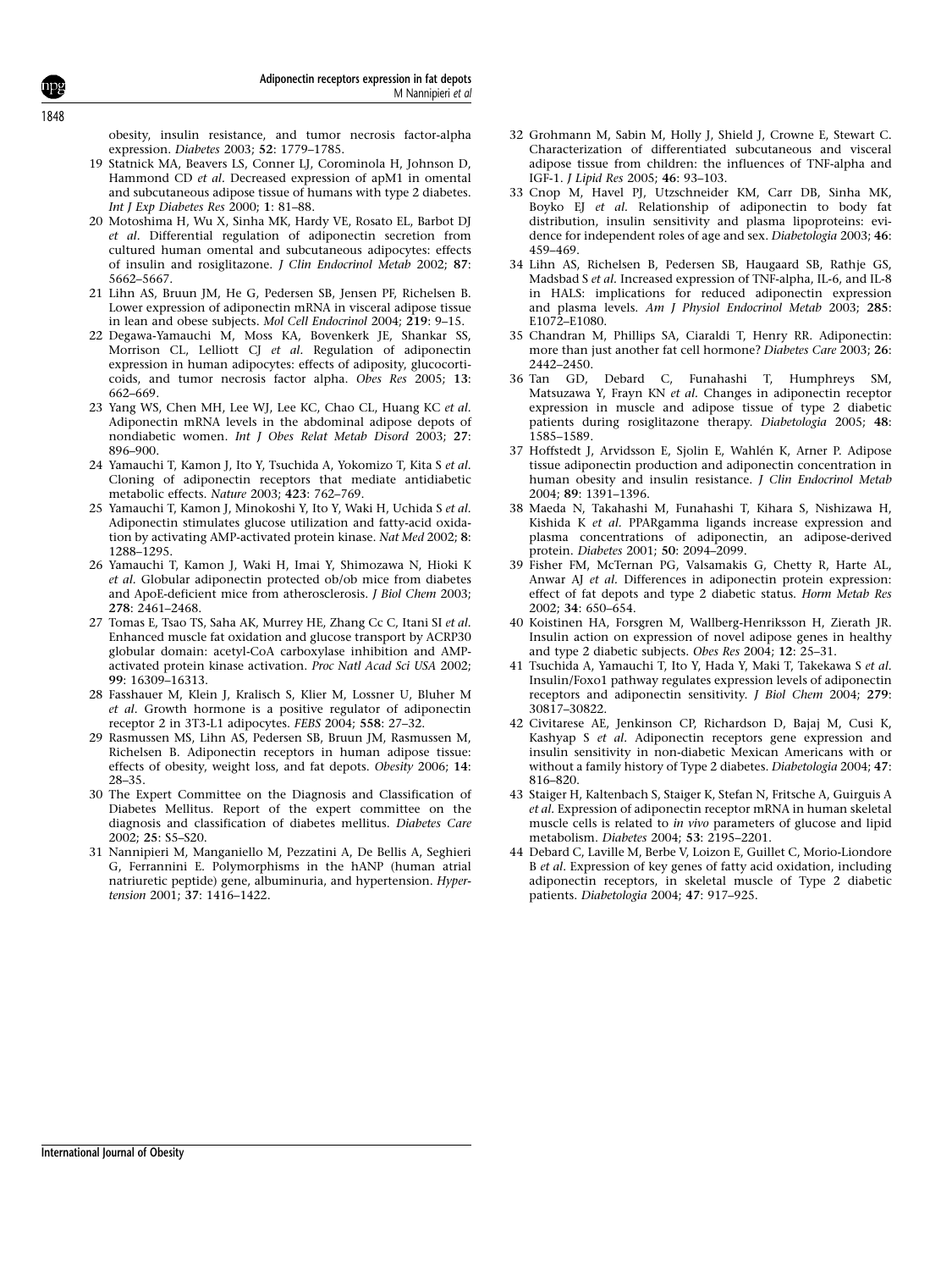obesity, insulin resistance, and tumor necrosis factor-alpha expression. *Diabetes* 2003; **52**: 1779–1785.

19 Statnick MA, Beavers LS, Conner LJ, Corominola H, Johnson D, Hammond CD *et al*. Decreased expression of apM1 in omental and subcutaneous adipose tissue of humans with type 2 diabetes. *Int J Exp Diabetes Res* 2000; **1**: 81–88.

20 Motoshima H, Wu X, Sinha MK, Hardy VE, Rosato EL, Barbot DJ *et al*. Differential regulation of adiponectin secretion from cultured human omental and subcutaneous adipocytes: effects of insulin and rosiglitazone. *J Clin Endocrinol Metab* 2002; **87**: 5662–5667.

21 Lihn AS, Bruun JM, He G, Pedersen SB, Jensen PF, Richelsen B. Lower expression of adiponectin mRNA in visceral adipose tissue in lean and obese subjects. *Mol Cell Endocrinol* 2004; **219**: 9–15.

22 Degawa-Yamauchi M, Moss KA, Bovenkerk JE, Shankar SS, Morrison CL, Lelliott CJ *et al*. Regulation of adiponectin expression in human adipocytes: effects of adiposity, glucocorticoids, and tumor necrosis factor alpha. *Obes Res* 2005; **13**: 662–669.

23 Yang WS, Chen MH, Lee WJ, Lee KC, Chao CL, Huang KC *et al*. Adiponectin mRNA levels in the abdominal adipose depots of nondiabetic women. *Int J Obes Relat Metab Disord* 2003; **27**: 896–900.

24 Yamauchi T, Kamon J, Ito Y, Tsuchida A, Yokomizo T, Kita S *et al*. Cloning of adiponectin receptors that mediate antidiabetic metabolic effects. *Nature* 2003; **423**: 762–769.

25 Yamauchi T, Kamon J, Minokoshi Y, Ito Y, Waki H, Uchida S *et al*. Adiponectin stimulates glucose utilization and fatty-acid oxidation by activating AMP-activated protein kinase. *Nat Med* 2002; **8**: 1288–1295.

26 Yamauchi T, Kamon J, Waki H, Imai Y, Shimozawa N, Hioki K *et al*. Globular adiponectin protected ob/ob mice from diabetes and ApoE-deficient mice from atherosclerosis. *J Biol Chem* 2003; **278**: 2461–2468.

27 Tomas E, Tsao TS, Saha AK, Murrey HE, Zhang Cc C, Itani SI *et al*. Enhanced muscle fat oxidation and glucose transport by ACRP30 globular domain: acetyl-CoA carboxylase inhibition and AMP-activated protein kinase activation. *Proc Natl Acad Sci USA* 2002; **99**: 16309–16313.

28 Fasshauer M, Klein J, Kralisch S, Klier M, Lossner U, Bluher M *et al*. Growth hormone is a positive regulator of adiponectin receptor 2 in 3T3-L1 adipocytes. *FEBS* 2004; **558**: 27–32.

29 Rasmussen MS, Lihn AS, Pedersen SB, Bruun JM, Rasmussen M, Richelsen B. Adiponectin receptors in human adipose tissue: effects of obesity, weight loss, and fat depots. *Obesity* 2006; **14**: 28–35.

30 The Expert Committee on the Diagnosis and Classification of Diabetes Mellitus. Report of the expert committee on the diagnosis and classification of diabetes mellitus. *Diabetes Care* 2002; **25**: S5–S20.

31 Nannipieri M, Manganiello M, Pezzatini A, De Bellis A, Seghieri G, Ferrannini E. Polymorphisms in the hANP (human atrial natriuretic peptide) gene, albuminuria, and hypertension. *Hypertension* 2001; **37**: 1416–1422.

32 Grohmann M, Sabin M, Holly J, Shield J, Crowne E, Stewart C. Characterization of differentiated subcutaneous and visceral adipose tissue from children: the influences of TNF-alpha and IGF-1. *J Lipid Res* 2005; **46**: 93–103.

33 Cnop M, Havel PJ, Utzschneider KM, Carr DB, Sinha MK, Boyko EJ *et al*. Relationship of adiponectin to body fat distribution, insulin sensitivity and plasma lipoproteins: evidence for independent roles of age and sex. *Diabetologia* 2003; **46**: 459–469.

34 Lihn AS, Richelsen B, Pedersen SB, Haugaard SB, Rathje GS, Madsbad S *et al*. Increased expression of TNF-alpha, IL-6, and IL-8 in HALS: implications for reduced adiponectin expression and plasma levels. *Am J Physiol Endocrinol Metab* 2003; **285**: E1072–E1080.

35 Chandran M, Phillips SA, Ciaraldi T, Henry RR. Adiponectin: more than just another fat cell hormone? *Diabetes Care* 2003; **26**: 2442–2450.

36 Tan GD, Debard C, Funahashi T, Humphreys SM, Matsuzawa Y, Frayn KN *et al*. Changes in adiponectin receptor expression in muscle and adipose tissue of type 2 diabetic patients during rosiglitazone therapy. *Diabetologia* 2005; **48**: 1585–1589.

37 Hoffstedt J, Arvidsson E, Sjolin E, Wahlén K, Arner P. Adipose tissue adiponectin production and adiponectin concentration in human obesity and insulin resistance. *J Clin Endocrinol Metab* 2004; **89**: 1391–1396.

38 Maeda N, Takahashi M, Funahashi T, Kihara S, Nishizawa H, Kishida K *et al*. PPARgamma ligands increase expression and plasma concentrations of adiponectin, an adipose-derived protein. *Diabetes* 2001; **50**: 2094–2099.

39 Fisher FM, McTernan PG, Valsamakis G, Chetty R, Harte AL, Anwar AJ *et al*. Differences in adiponectin protein expression: effect of fat depots and type 2 diabetic status. *Horm Metab Res* 2002; **34**: 650–654.

40 Koistinen HA, Forsgren M, Wallberg-Henriksson H, Zierath JR. Insulin action on expression of novel adipose genes in healthy and type 2 diabetic subjects. *Obes Res* 2004; **12**: 25–31.

41 Tsuchida A, Yamauchi T, Ito Y, Hada Y, Maki T, Takekawa S *et al*. Insulin/Foxo1 pathway regulates expression levels of adiponectin receptors and adiponectin sensitivity. *J Biol Chem* 2004; **279**: 30817–30822.

42 Civitarese AE, Jenkinson CP, Richardson D, Bajaj M, Cusi K, Kashyap S *et al*. Adiponectin receptors gene expression and insulin sensitivity in non-diabetic Mexican Americans with or without a family history of Type 2 diabetes. *Diabetologia* 2004; **47**: 816–820.

43 Staiger H, Kaltenbach S, Staiger K, Stefan N, Fritsche A, Guirguis A *et al*. Expression of adiponectin receptor mRNA in human skeletal muscle cells is related to *in vivo* parameters of glucose and lipid metabolism. *Diabetes* 2004; **53**: 2195–2201.

44 Debard C, Laville M, Berbe V, Loizon E, Guillet C, Morio-Liondore B *et al*. Expression of key genes of fatty acid oxidation, including adiponectin receptors, in skeletal muscle of Type 2 diabetic patients. *Diabetologia* 2004; **47**: 917–925.